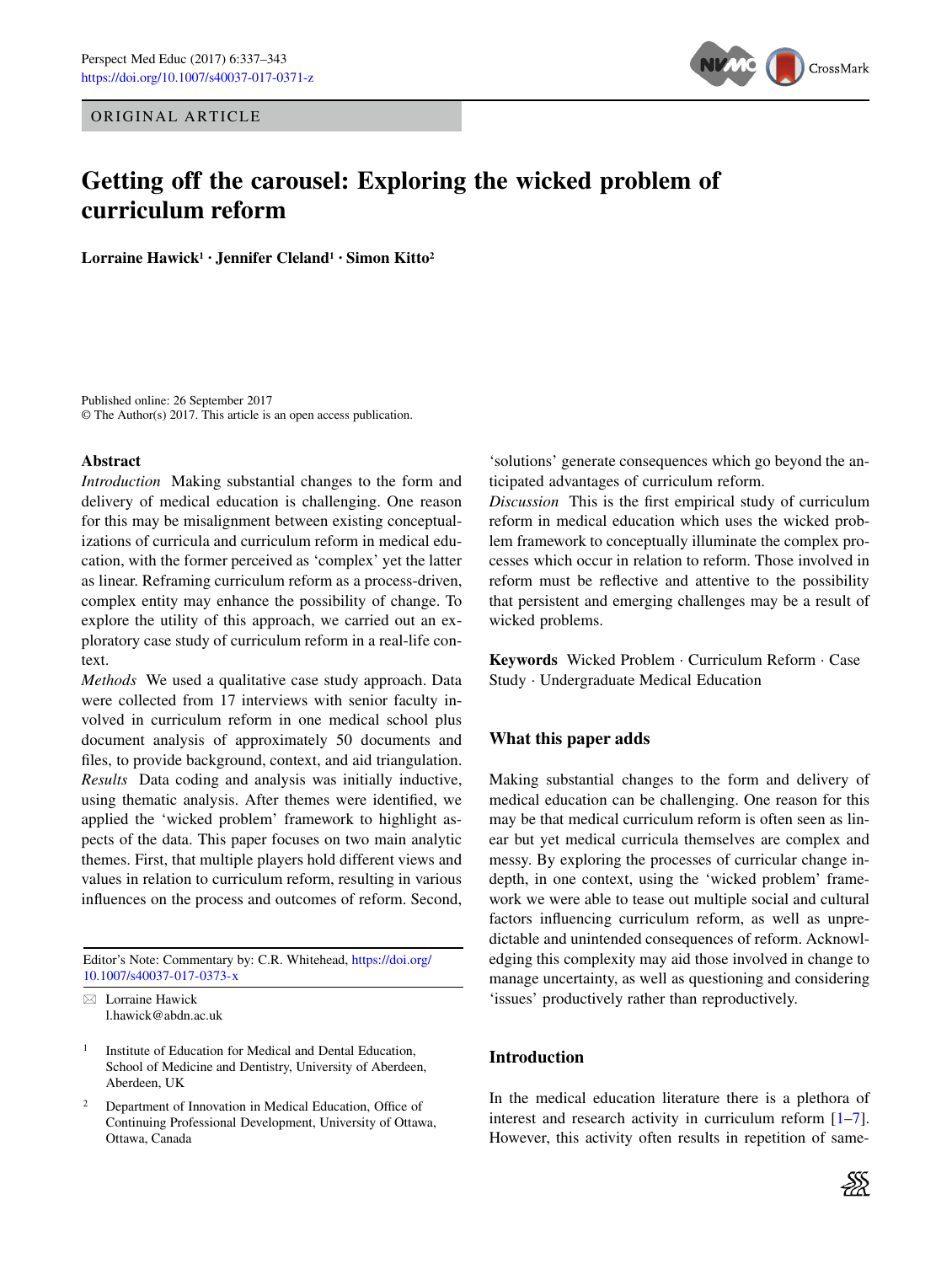ORIGINAL ARTICLE

# Getting off the carousel: Exploring the wicked problem of curriculum reform

**Lorraine Hawick[1] · Jennifer Cleland[1] · Simon Kitto[2]**

Published online: 26 September 2017
© The Author(s) 2017. This article is an open access publication.

## Abstract

*Introduction* Making substantial changes to the form and delivery of medical education is challenging. One reason for this may be misalignment between existing conceptualizations of curricula and curriculum reform in medical education, with the former perceived as 'complex' yet the latter as linear. Reframing curriculum reform as a process-driven, complex entity may enhance the possibility of change. To explore the utility of this approach, we carried out an exploratory case study of curriculum reform in a real-life context.

*Methods* We used a qualitative case study approach. Data were collected from 17 interviews with senior faculty involved in curriculum reform in one medical school plus document analysis of approximately 50 documents and files, to provide background, context, and aid triangulation.

*Results* Data coding and analysis was initially inductive, using thematic analysis. After themes were identified, we applied the 'wicked problem' framework to highlight aspects of the data. This paper focuses on two main analytic themes. First, that multiple players hold different views and values in relation to curriculum reform, resulting in various influences on the process and outcomes of reform. Second, 'solutions' generate consequences which go beyond the anticipated advantages of curriculum reform.

*Discussion* This is the first empirical study of curriculum reform in medical education which uses the wicked problem framework to conceptually illuminate the complex processes which occur in relation to reform. Those involved in reform must be reflective and attentive to the possibility that persistent and emerging challenges may be a result of wicked problems.

**Keywords** Wicked Problem · Curriculum Reform · Case Study · Undergraduate Medical Education

Editor's Note: Commentary by: C.R. Whitehead, https://doi.org/10.1007/s40037-017-0373-x

✉ Lorraine Hawick
l.hawick@abdn.ac.uk

[1] Institute of Education for Medical and Dental Education, School of Medicine and Dentistry, University of Aberdeen, Aberdeen, UK

[2] Department of Innovation in Medical Education, Office of Continuing Professional Development, University of Ottawa, Ottawa, Canada

## What this paper adds

Making substantial changes to the form and delivery of medical education can be challenging. One reason for this may be that medical curriculum reform is often seen as linear but yet medical curricula themselves are complex and messy. By exploring the processes of curricular change in-depth, in one context, using the 'wicked problem' framework we were able to tease out multiple social and cultural factors influencing curriculum reform, as well as unpredictable and unintended consequences of reform. Acknowledging this complexity may aid those involved in change to manage uncertainty, as well as questioning and considering 'issues' productively rather than reproductively.

## Introduction

In the medical education literature there is a plethora of interest and research activity in curriculum reform [1–7]. However, this activity often results in repetition of same-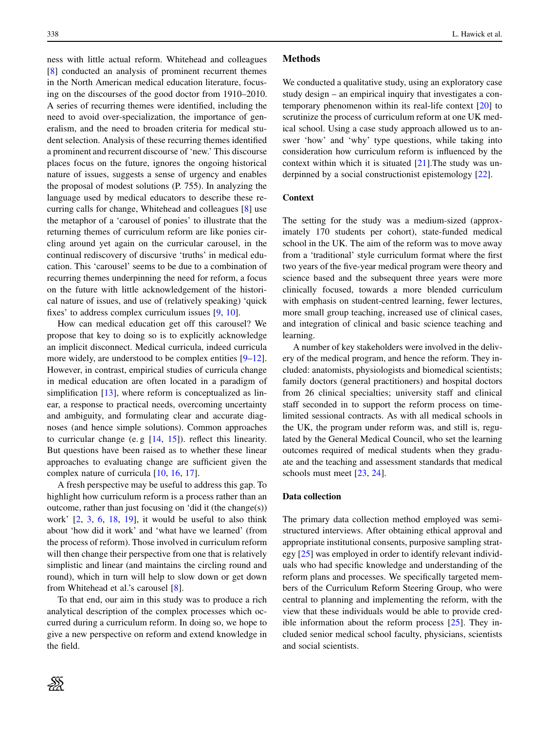ness with little actual reform. Whitehead and colleagues [8] conducted an analysis of prominent recurrent themes in the North American medical education literature, focusing on the discourses of the good doctor from 1910–2010. A series of recurring themes were identified, including the need to avoid over-specialization, the importance of generalism, and the need to broaden criteria for medical student selection. Analysis of these recurring themes identified a prominent and recurrent discourse of 'new.' This discourse places focus on the future, ignores the ongoing historical nature of issues, suggests a sense of urgency and enables the proposal of modest solutions (P. 755). In analyzing the language used by medical educators to describe these recurring calls for change, Whitehead and colleagues [8] use the metaphor of a 'carousel of ponies' to illustrate that the returning themes of curriculum reform are like ponies circling around yet again on the curricular carousel, in the continual rediscovery of discursive 'truths' in medical education. This 'carousel' seems to be due to a combination of recurring themes underpinning the need for reform, a focus on the future with little acknowledgement of the historical nature of issues, and use of (relatively speaking) 'quick fixes' to address complex curriculum issues [9, 10].

How can medical education get off this carousel? We propose that key to doing so is to explicitly acknowledge an implicit disconnect. Medical curricula, indeed curricula more widely, are understood to be complex entities [9–12]. However, in contrast, empirical studies of curricula change in medical education are often located in a paradigm of simplification [13], where reform is conceptualized as linear, a response to practical needs, overcoming uncertainty and ambiguity, and formulating clear and accurate diagnoses (and hence simple solutions). Common approaches to curricular change (e. g [14, 15]). reflect this linearity. But questions have been raised as to whether these linear approaches to evaluating change are sufficient given the complex nature of curricula [10, 16, 17].

A fresh perspective may be useful to address this gap. To highlight how curriculum reform is a process rather than an outcome, rather than just focusing on 'did it (the change(s)) work' [2, 3, 6, 18, 19], it would be useful to also think about 'how did it work' and 'what have we learned' (from the process of reform). Those involved in curriculum reform will then change their perspective from one that is relatively simplistic and linear (and maintains the circling round and round), which in turn will help to slow down or get down from Whitehead et al.'s carousel [8].

To that end, our aim in this study was to produce a rich analytical description of the complex processes which occurred during a curriculum reform. In doing so, we hope to give a new perspective on reform and extend knowledge in the field.

## Methods

We conducted a qualitative study, using an exploratory case study design – an empirical inquiry that investigates a contemporary phenomenon within its real-life context [20] to scrutinize the process of curriculum reform at one UK medical school. Using a case study approach allowed us to answer 'how' and 'why' type questions, while taking into consideration how curriculum reform is influenced by the context within which it is situated [21].The study was underpinned by a social constructionist epistemology [22].

### Context

The setting for the study was a medium-sized (approximately 170 students per cohort), state-funded medical school in the UK. The aim of the reform was to move away from a 'traditional' style curriculum format where the first two years of the five-year medical program were theory and science based and the subsequent three years were more clinically focused, towards a more blended curriculum with emphasis on student-centred learning, fewer lectures, more small group teaching, increased use of clinical cases, and integration of clinical and basic science teaching and learning.

A number of key stakeholders were involved in the delivery of the medical program, and hence the reform. They included: anatomists, physiologists and biomedical scientists; family doctors (general practitioners) and hospital doctors from 26 clinical specialties; university staff and clinical staff seconded in to support the reform process on time-limited sessional contracts. As with all medical schools in the UK, the program under reform was, and still is, regulated by the General Medical Council, who set the learning outcomes required of medical students when they graduate and the teaching and assessment standards that medical schools must meet [23, 24].

### Data collection

The primary data collection method employed was semi-structured interviews. After obtaining ethical approval and appropriate institutional consents, purposive sampling strategy [25] was employed in order to identify relevant individuals who had specific knowledge and understanding of the reform plans and processes. We specifically targeted members of the Curriculum Reform Steering Group, who were central to planning and implementing the reform, with the view that these individuals would be able to provide credible information about the reform process [25]. They included senior medical school faculty, physicians, scientists and social scientists.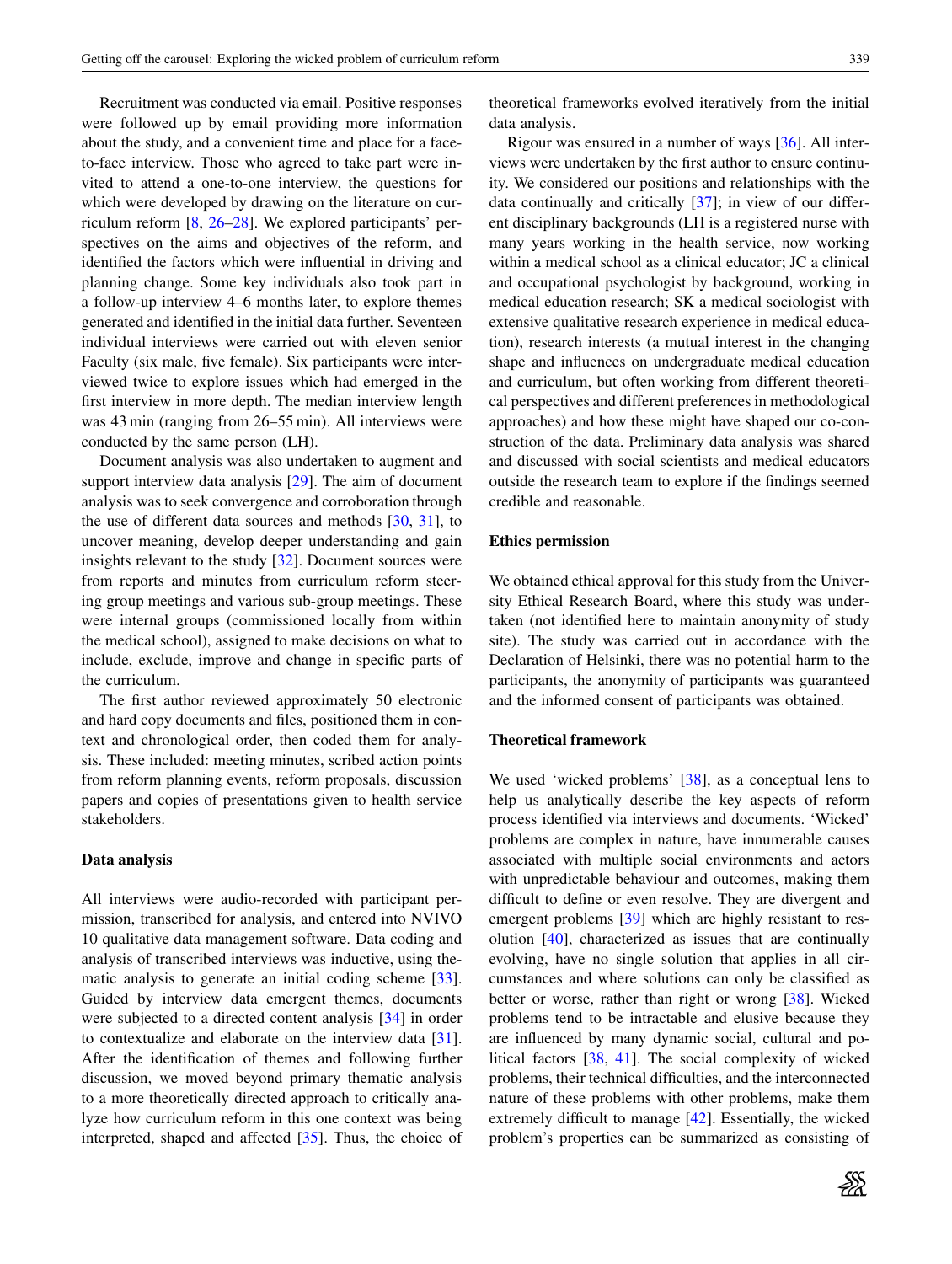Recruitment was conducted via email. Positive responses were followed up by email providing more information about the study, and a convenient time and place for a face-to-face interview. Those who agreed to take part were invited to attend a one-to-one interview, the questions for which were developed by drawing on the literature on curriculum reform [8, 26–28]. We explored participants' perspectives on the aims and objectives of the reform, and identified the factors which were influential in driving and planning change. Some key individuals also took part in a follow-up interview 4–6 months later, to explore themes generated and identified in the initial data further. Seventeen individual interviews were carried out with eleven senior Faculty (six male, five female). Six participants were interviewed twice to explore issues which had emerged in the first interview in more depth. The median interview length was 43 min (ranging from 26–55 min). All interviews were conducted by the same person (LH).

Document analysis was also undertaken to augment and support interview data analysis [29]. The aim of document analysis was to seek convergence and corroboration through the use of different data sources and methods [30, 31], to uncover meaning, develop deeper understanding and gain insights relevant to the study [32]. Document sources were from reports and minutes from curriculum reform steering group meetings and various sub-group meetings. These were internal groups (commissioned locally from within the medical school), assigned to make decisions on what to include, exclude, improve and change in specific parts of the curriculum.

The first author reviewed approximately 50 electronic and hard copy documents and files, positioned them in context and chronological order, then coded them for analysis. These included: meeting minutes, scribed action points from reform planning events, reform proposals, discussion papers and copies of presentations given to health service stakeholders.

#### Data analysis

All interviews were audio-recorded with participant permission, transcribed for analysis, and entered into NVIVO 10 qualitative data management software. Data coding and analysis of transcribed interviews was inductive, using thematic analysis to generate an initial coding scheme [33]. Guided by interview data emergent themes, documents were subjected to a directed content analysis [34] in order to contextualize and elaborate on the interview data [31]. After the identification of themes and following further discussion, we moved beyond primary thematic analysis to a more theoretically directed approach to critically analyze how curriculum reform in this one context was being interpreted, shaped and affected [35]. Thus, the choice of theoretical frameworks evolved iteratively from the initial data analysis.

Rigour was ensured in a number of ways [36]. All interviews were undertaken by the first author to ensure continuity. We considered our positions and relationships with the data continually and critically [37]; in view of our different disciplinary backgrounds (LH is a registered nurse with many years working in the health service, now working within a medical school as a clinical educator; JC a clinical and occupational psychologist by background, working in medical education research; SK a medical sociologist with extensive qualitative research experience in medical education), research interests (a mutual interest in the changing shape and influences on undergraduate medical education and curriculum, but often working from different theoretical perspectives and different preferences in methodological approaches) and how these might have shaped our co-construction of the data. Preliminary data analysis was shared and discussed with social scientists and medical educators outside the research team to explore if the findings seemed credible and reasonable.

#### Ethics permission

We obtained ethical approval for this study from the University Ethical Research Board, where this study was undertaken (not identified here to maintain anonymity of study site). The study was carried out in accordance with the Declaration of Helsinki, there was no potential harm to the participants, the anonymity of participants was guaranteed and the informed consent of participants was obtained.

#### Theoretical framework

We used 'wicked problems' [38], as a conceptual lens to help us analytically describe the key aspects of reform process identified via interviews and documents. 'Wicked' problems are complex in nature, have innumerable causes associated with multiple social environments and actors with unpredictable behaviour and outcomes, making them difficult to define or even resolve. They are divergent and emergent problems [39] which are highly resistant to resolution [40], characterized as issues that are continually evolving, have no single solution that applies in all circumstances and where solutions can only be classified as better or worse, rather than right or wrong [38]. Wicked problems tend to be intractable and elusive because they are influenced by many dynamic social, cultural and political factors [38, 41]. The social complexity of wicked problems, their technical difficulties, and the interconnected nature of these problems with other problems, make them extremely difficult to manage [42]. Essentially, the wicked problem's properties can be summarized as consisting of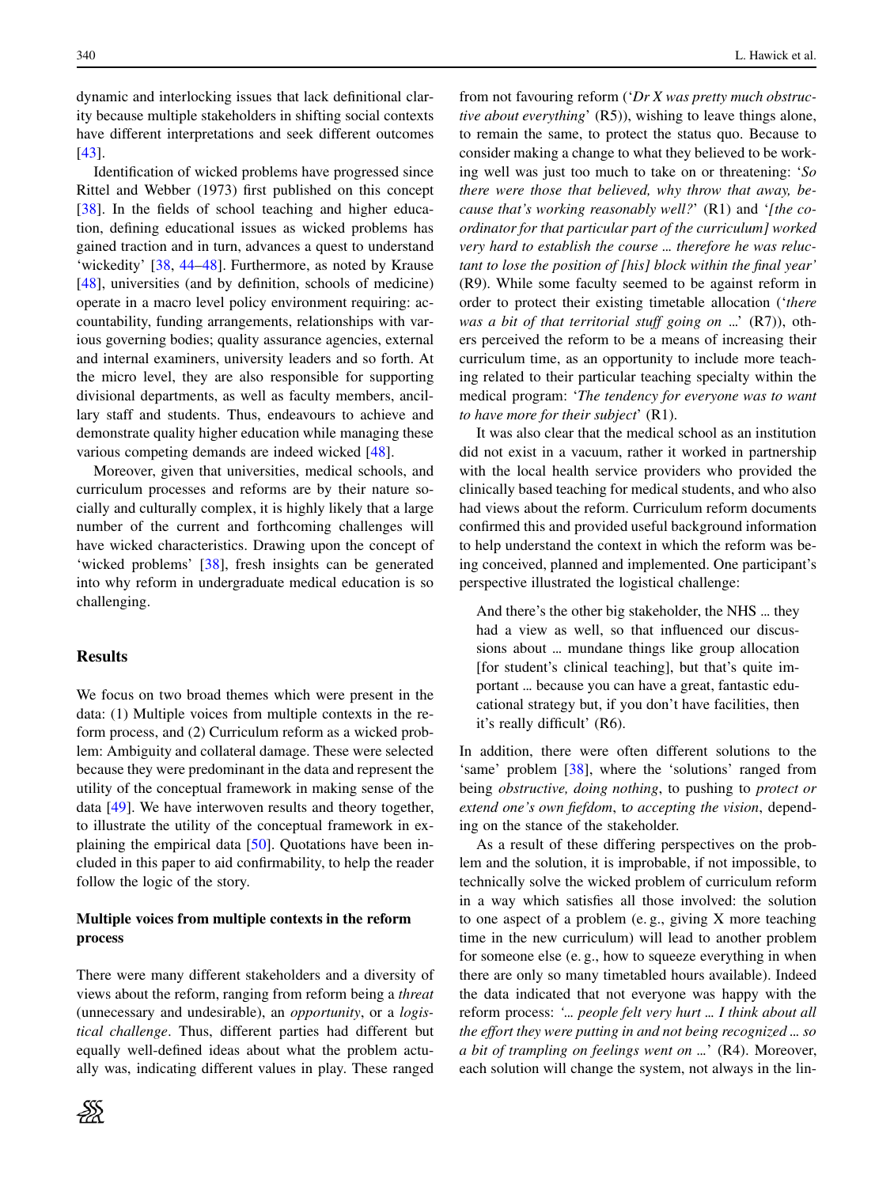dynamic and interlocking issues that lack definitional clarity because multiple stakeholders in shifting social contexts have different interpretations and seek different outcomes [43].

Identification of wicked problems have progressed since Rittel and Webber (1973) first published on this concept [38]. In the fields of school teaching and higher education, defining educational issues as wicked problems has gained traction and in turn, advances a quest to understand 'wickedity' [38, 44–48]. Furthermore, as noted by Krause [48], universities (and by definition, schools of medicine) operate in a macro level policy environment requiring: accountability, funding arrangements, relationships with various governing bodies; quality assurance agencies, external and internal examiners, university leaders and so forth. At the micro level, they are also responsible for supporting divisional departments, as well as faculty members, ancillary staff and students. Thus, endeavours to achieve and demonstrate quality higher education while managing these various competing demands are indeed wicked [48].

Moreover, given that universities, medical schools, and curriculum processes and reforms are by their nature socially and culturally complex, it is highly likely that a large number of the current and forthcoming challenges will have wicked characteristics. Drawing upon the concept of 'wicked problems' [38], fresh insights can be generated into why reform in undergraduate medical education is so challenging.

## Results

We focus on two broad themes which were present in the data: (1) Multiple voices from multiple contexts in the reform process, and (2) Curriculum reform as a wicked problem: Ambiguity and collateral damage. These were selected because they were predominant in the data and represent the utility of the conceptual framework in making sense of the data [49]. We have interwoven results and theory together, to illustrate the utility of the conceptual framework in explaining the empirical data [50]. Quotations have been included in this paper to aid confirmability, to help the reader follow the logic of the story.

### Multiple voices from multiple contexts in the reform process

There were many different stakeholders and a diversity of views about the reform, ranging from reform being a *threat* (unnecessary and undesirable), an *opportunity*, or a *logistical challenge*. Thus, different parties had different but equally well-defined ideas about what the problem actually was, indicating different values in play. These ranged from not favouring reform ('*Dr X was pretty much obstructive about everything*' (R5)), wishing to leave things alone, to remain the same, to protect the status quo. Because to consider making a change to what they believed to be working well was just too much to take on or threatening: '*So there were those that believed, why throw that away, because that's working reasonably well?*' (R1) and '*[the coordinator for that particular part of the curriculum] worked very hard to establish the course … therefore he was reluctant to lose the position of [his] block within the final year*' (R9). While some faculty seemed to be against reform in order to protect their existing timetable allocation ('*there was a bit of that territorial stuff going on …*' (R7)), others perceived the reform to be a means of increasing their curriculum time, as an opportunity to include more teaching related to their particular teaching specialty within the medical program: '*The tendency for everyone was to want to have more for their subject*' (R1).

It was also clear that the medical school as an institution did not exist in a vacuum, rather it worked in partnership with the local health service providers who provided the clinically based teaching for medical students, and who also had views about the reform. Curriculum reform documents confirmed this and provided useful background information to help understand the context in which the reform was being conceived, planned and implemented. One participant's perspective illustrated the logistical challenge:

> And there's the other big stakeholder, the NHS … they had a view as well, so that influenced our discussions about … mundane things like group allocation [for student's clinical teaching], but that's quite important … because you can have a great, fantastic educational strategy but, if you don't have facilities, then it's really difficult' (R6).

In addition, there were often different solutions to the 'same' problem [38], where the 'solutions' ranged from being *obstructive, doing nothing*, to pushing to *protect or extend one's own fiefdom*, to *accepting the vision*, depending on the stance of the stakeholder.

As a result of these differing perspectives on the problem and the solution, it is improbable, if not impossible, to technically solve the wicked problem of curriculum reform in a way which satisfies all those involved: the solution to one aspect of a problem (e. g., giving X more teaching time in the new curriculum) will lead to another problem for someone else (e. g., how to squeeze everything in when there are only so many timetabled hours available). Indeed the data indicated that not everyone was happy with the reform process: *'… people felt very hurt … I think about all the effort they were putting in and not being recognized … so a bit of trampling on feelings went on …*' (R4). Moreover, each solution will change the system, not always in the lin-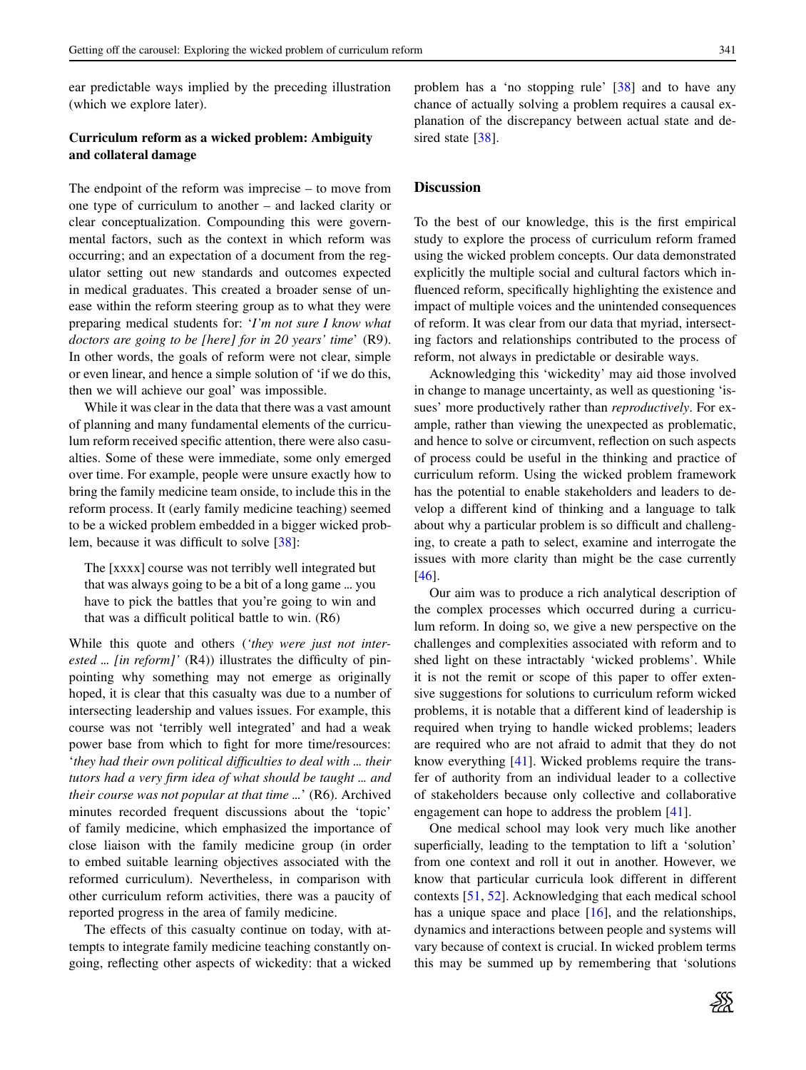ear predictable ways implied by the preceding illustration (which we explore later).

**Curriculum reform as a wicked problem: Ambiguity and collateral damage**

The endpoint of the reform was imprecise – to move from one type of curriculum to another – and lacked clarity or clear conceptualization. Compounding this were governmental factors, such as the context in which reform was occurring; and an expectation of a document from the regulator setting out new standards and outcomes expected in medical graduates. This created a broader sense of unease within the reform steering group as to what they were preparing medical students for: '*I'm not sure I know what doctors are going to be [here] for in 20 years' time*' (R9). In other words, the goals of reform were not clear, simple or even linear, and hence a simple solution of 'if we do this, then we will achieve our goal' was impossible.

While it was clear in the data that there was a vast amount of planning and many fundamental elements of the curriculum reform received specific attention, there were also casualties. Some of these were immediate, some only emerged over time. For example, people were unsure exactly how to bring the family medicine team onside, to include this in the reform process. It (early family medicine teaching) seemed to be a wicked problem embedded in a bigger wicked problem, because it was difficult to solve [38]:

> The [xxxx] course was not terribly well integrated but that was always going to be a bit of a long game … you have to pick the battles that you're going to win and that was a difficult political battle to win. (R6)

While this quote and others (*'they were just not interested … [in reform]'* (R4)) illustrates the difficulty of pinpointing why something may not emerge as originally hoped, it is clear that this casualty was due to a number of intersecting leadership and values issues. For example, this course was not 'terribly well integrated' and had a weak power base from which to fight for more time/resources: '*they had their own political difficulties to deal with … their tutors had a very firm idea of what should be taught … and their course was not popular at that time …*' (R6). Archived minutes recorded frequent discussions about the 'topic' of family medicine, which emphasized the importance of close liaison with the family medicine group (in order to embed suitable learning objectives associated with the reformed curriculum). Nevertheless, in comparison with other curriculum reform activities, there was a paucity of reported progress in the area of family medicine.

The effects of this casualty continue on today, with attempts to integrate family medicine teaching constantly ongoing, reflecting other aspects of wickedity: that a wicked problem has a 'no stopping rule' [38] and to have any chance of actually solving a problem requires a causal explanation of the discrepancy between actual state and desired state [38].

## Discussion

To the best of our knowledge, this is the first empirical study to explore the process of curriculum reform framed using the wicked problem concepts. Our data demonstrated explicitly the multiple social and cultural factors which influenced reform, specifically highlighting the existence and impact of multiple voices and the unintended consequences of reform. It was clear from our data that myriad, intersecting factors and relationships contributed to the process of reform, not always in predictable or desirable ways.

Acknowledging this 'wickedity' may aid those involved in change to manage uncertainty, as well as questioning 'issues' more productively rather than *reproductively*. For example, rather than viewing the unexpected as problematic, and hence to solve or circumvent, reflection on such aspects of process could be useful in the thinking and practice of curriculum reform. Using the wicked problem framework has the potential to enable stakeholders and leaders to develop a different kind of thinking and a language to talk about why a particular problem is so difficult and challenging, to create a path to select, examine and interrogate the issues with more clarity than might be the case currently [46].

Our aim was to produce a rich analytical description of the complex processes which occurred during a curriculum reform. In doing so, we give a new perspective on the challenges and complexities associated with reform and to shed light on these intractably 'wicked problems'. While it is not the remit or scope of this paper to offer extensive suggestions for solutions to curriculum reform wicked problems, it is notable that a different kind of leadership is required when trying to handle wicked problems; leaders are required who are not afraid to admit that they do not know everything [41]. Wicked problems require the transfer of authority from an individual leader to a collective of stakeholders because only collective and collaborative engagement can hope to address the problem [41].

One medical school may look very much like another superficially, leading to the temptation to lift a 'solution' from one context and roll it out in another. However, we know that particular curricula look different in different contexts [51, 52]. Acknowledging that each medical school has a unique space and place [16], and the relationships, dynamics and interactions between people and systems will vary because of context is crucial. In wicked problem terms this may be summed up by remembering that 'solutions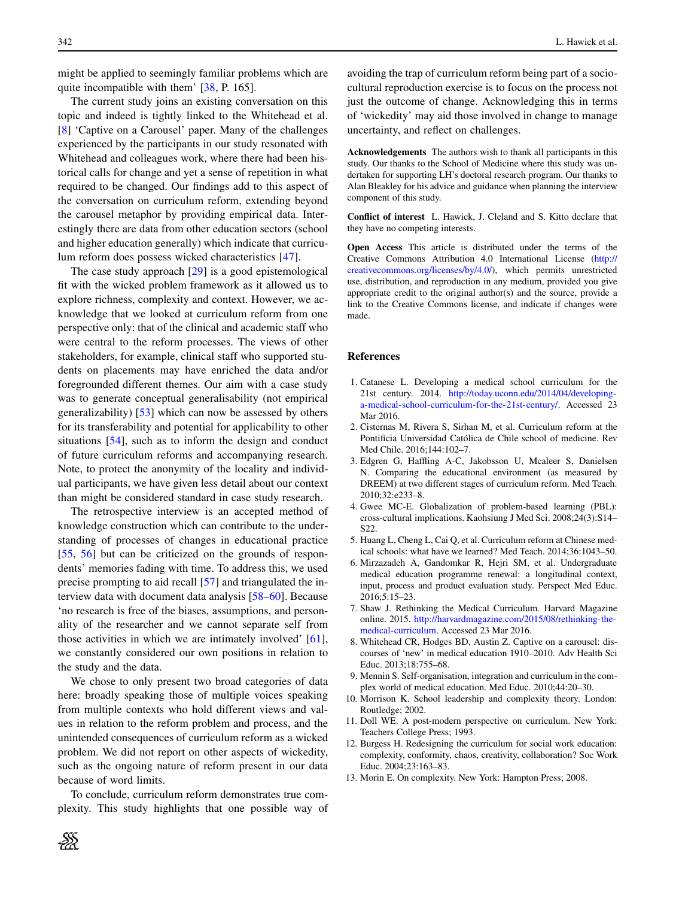might be applied to seemingly familiar problems which are quite incompatible with them' [38, P. 165].

The current study joins an existing conversation on this topic and indeed is tightly linked to the Whitehead et al. [8] 'Captive on a Carousel' paper. Many of the challenges experienced by the participants in our study resonated with Whitehead and colleagues work, where there had been historical calls for change and yet a sense of repetition in what required to be changed. Our findings add to this aspect of the conversation on curriculum reform, extending beyond the carousel metaphor by providing empirical data. Interestingly there are data from other education sectors (school and higher education generally) which indicate that curriculum reform does possess wicked characteristics [47].

The case study approach [29] is a good epistemological fit with the wicked problem framework as it allowed us to explore richness, complexity and context. However, we acknowledge that we looked at curriculum reform from one perspective only: that of the clinical and academic staff who were central to the reform processes. The views of other stakeholders, for example, clinical staff who supported students on placements may have enriched the data and/or foregrounded different themes. Our aim with a case study was to generate conceptual generalisability (not empirical generalizability) [53] which can now be assessed by others for its transferability and potential for applicability to other situations [54], such as to inform the design and conduct of future curriculum reforms and accompanying research. Note, to protect the anonymity of the locality and individual participants, we have given less detail about our context than might be considered standard in case study research.

The retrospective interview is an accepted method of knowledge construction which can contribute to the understanding of processes of changes in educational practice [55, 56] but can be criticized on the grounds of respondents' memories fading with time. To address this, we used precise prompting to aid recall [57] and triangulated the interview data with document data analysis [58–60]. Because 'no research is free of the biases, assumptions, and personality of the researcher and we cannot separate self from those activities in which we are intimately involved' [61], we constantly considered our own positions in relation to the study and the data.

We chose to only present two broad categories of data here: broadly speaking those of multiple voices speaking from multiple contexts who hold different views and values in relation to the reform problem and process, and the unintended consequences of curriculum reform as a wicked problem. We did not report on other aspects of wickedity, such as the ongoing nature of reform present in our data because of word limits.

To conclude, curriculum reform demonstrates true complexity. This study highlights that one possible way of avoiding the trap of curriculum reform being part of a socio-cultural reproduction exercise is to focus on the process not just the outcome of change. Acknowledging this in terms of 'wickedity' may aid those involved in change to manage uncertainty, and reflect on challenges.

**Acknowledgements** The authors wish to thank all participants in this study. Our thanks to the School of Medicine where this study was undertaken for supporting LH's doctoral research program. Our thanks to Alan Bleakley for his advice and guidance when planning the interview component of this study.

**Conflict of interest** L. Hawick, J. Cleland and S. Kitto declare that they have no competing interests.

**Open Access** This article is distributed under the terms of the Creative Commons Attribution 4.0 International License (http://creativecommons.org/licenses/by/4.0/), which permits unrestricted use, distribution, and reproduction in any medium, provided you give appropriate credit to the original author(s) and the source, provide a link to the Creative Commons license, and indicate if changes were made.

## References

1. Catanese L. Developing a medical school curriculum for the 21st century. 2014. http://today.uconn.edu/2014/04/developing-a-medical-school-curriculum-for-the-21st-century/. Accessed 23 Mar 2016.
2. Cisternas M, Rivera S, Sirhan M, et al. Curriculum reform at the Pontificia Universidad Católica de Chile school of medicine. Rev Med Chile. 2016;144:102–7.
3. Edgren G, Haffling A-C, Jakobsson U, Mcaleer S, Danielsen N. Comparing the educational environment (as measured by DREEM) at two different stages of curriculum reform. Med Teach. 2010;32:e233–8.
4. Gwee MC-E. Globalization of problem-based learning (PBL): cross-cultural implications. Kaohsiung J Med Sci. 2008;24(3):S14–S22.
5. Huang L, Cheng L, Cai Q, et al. Curriculum reform at Chinese medical schools: what have we learned? Med Teach. 2014;36:1043–50.
6. Mirzazadeh A, Gandomkar R, Hejri SM, et al. Undergraduate medical education programme renewal: a longitudinal context, input, process and product evaluation study. Perspect Med Educ. 2016;5:15–23.
7. Shaw J. Rethinking the Medical Curriculum. Harvard Magazine online. 2015. http://harvardmagazine.com/2015/08/rethinking-the-medical-curriculum. Accessed 23 Mar 2016.
8. Whitehead CR, Hodges BD, Austin Z. Captive on a carousel: discourses of 'new' in medical education 1910–2010. Adv Health Sci Educ. 2013;18:755–68.
9. Mennin S. Self-organisation, integration and curriculum in the complex world of medical education. Med Educ. 2010;44:20–30.
10. Morrison K. School leadership and complexity theory. London: Routledge; 2002.
11. Doll WE. A post-modern perspective on curriculum. New York: Teachers College Press; 1993.
12. Burgess H. Redesigning the curriculum for social work education: complexity, conformity, chaos, creativity, collaboration? Soc Work Educ. 2004;23:163–83.
13. Morin E. On complexity. New York: Hampton Press; 2008.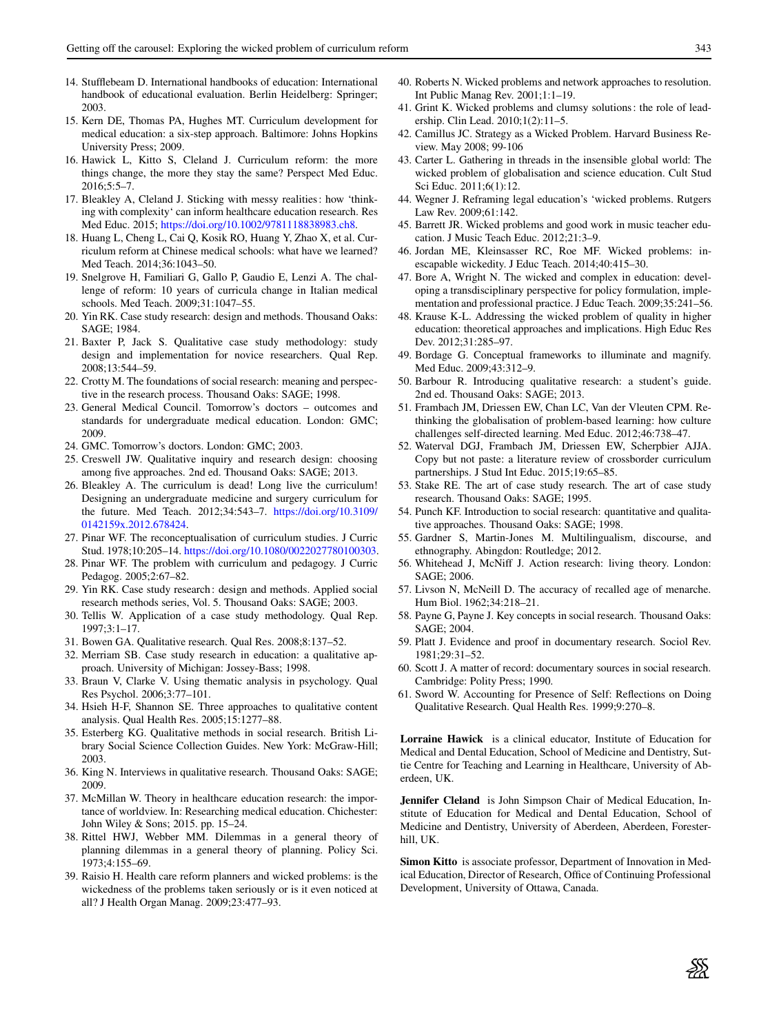14. Stufflebeam D. International handbooks of education: International handbook of educational evaluation. Berlin Heidelberg: Springer; 2003.
15. Kern DE, Thomas PA, Hughes MT. Curriculum development for medical education: a six-step approach. Baltimore: Johns Hopkins University Press; 2009.
16. Hawick L, Kitto S, Cleland J. Curriculum reform: the more things change, the more they stay the same? Perspect Med Educ. 2016;5:5–7.
17. Bleakley A, Cleland J. Sticking with messy realities: how 'thinking with complexity' can inform healthcare education research. Res Med Educ. 2015; https://doi.org/10.1002/9781118838983.ch8.
18. Huang L, Cheng L, Cai Q, Kosik RO, Huang Y, Zhao X, et al. Curriculum reform at Chinese medical schools: what have we learned? Med Teach. 2014;36:1043–50.
19. Snelgrove H, Familiari G, Gallo P, Gaudio E, Lenzi A. The challenge of reform: 10 years of curricula change in Italian medical schools. Med Teach. 2009;31:1047–55.
20. Yin RK. Case study research: design and methods. Thousand Oaks: SAGE; 1984.
21. Baxter P, Jack S. Qualitative case study methodology: study design and implementation for novice researchers. Qual Rep. 2008;13:544–59.
22. Crotty M. The foundations of social research: meaning and perspective in the research process. Thousand Oaks: SAGE; 1998.
23. General Medical Council. Tomorrow's doctors – outcomes and standards for undergraduate medical education. London: GMC; 2009.
24. GMC. Tomorrow's doctors. London: GMC; 2003.
25. Creswell JW. Qualitative inquiry and research design: choosing among five approaches. 2nd ed. Thousand Oaks: SAGE; 2013.
26. Bleakley A. The curriculum is dead! Long live the curriculum! Designing an undergraduate medicine and surgery curriculum for the future. Med Teach. 2012;34:543–7. https://doi.org/10.3109/0142159x.2012.678424.
27. Pinar WF. The reconceptualisation of curriculum studies. J Curric Stud. 1978;10:205–14. https://doi.org/10.1080/0022027780100303.
28. Pinar WF. The problem with curriculum and pedagogy. J Curric Pedagog. 2005;2:67–82.
29. Yin RK. Case study research: design and methods. Applied social research methods series, Vol. 5. Thousand Oaks: SAGE; 2003.
30. Tellis W. Application of a case study methodology. Qual Rep. 1997;3:1–17.
31. Bowen GA. Qualitative research. Qual Res. 2008;8:137–52.
32. Merriam SB. Case study research in education: a qualitative approach. University of Michigan: Jossey-Bass; 1998.
33. Braun V, Clarke V. Using thematic analysis in psychology. Qual Res Psychol. 2006;3:77–101.
34. Hsieh H-F, Shannon SE. Three approaches to qualitative content analysis. Qual Health Res. 2005;15:1277–88.
35. Esterberg KG. Qualitative methods in social research. British Library Social Science Collection Guides. New York: McGraw-Hill; 2003.
36. King N. Interviews in qualitative research. Thousand Oaks: SAGE; 2009.
37. McMillan W. Theory in healthcare education research: the importance of worldview. In: Researching medical education. Chichester: John Wiley & Sons; 2015. pp. 15–24.
38. Rittel HWJ, Webber MM. Dilemmas in a general theory of planning dilemmas in a general theory of planning. Policy Sci. 1973;4:155–69.
39. Raisio H. Health care reform planners and wicked problems: is the wickedness of the problems taken seriously or is it even noticed at all? J Health Organ Manag. 2009;23:477–93.
40. Roberts N. Wicked problems and network approaches to resolution. Int Public Manag Rev. 2001;1:1–19.
41. Grint K. Wicked problems and clumsy solutions: the role of leadership. Clin Lead. 2010;1(2):11–5.
42. Camillus JC. Strategy as a Wicked Problem. Harvard Business Review. May 2008; 99-106
43. Carter L. Gathering in threads in the insensible global world: The wicked problem of globalisation and science education. Cult Stud Sci Educ. 2011;6(1):12.
44. Wegner J. Reframing legal education's 'wicked problems. Rutgers Law Rev. 2009;61:142.
45. Barrett JR. Wicked problems and good work in music teacher education. J Music Teach Educ. 2012;21:3–9.
46. Jordan ME, Kleinsasser RC, Roe MF. Wicked problems: inescapable wickedity. J Educ Teach. 2014;40:415–30.
47. Bore A, Wright N. The wicked and complex in education: developing a transdisciplinary perspective for policy formulation, implementation and professional practice. J Educ Teach. 2009;35:241–56.
48. Krause K-L. Addressing the wicked problem of quality in higher education: theoretical approaches and implications. High Educ Res Dev. 2012;31:285–97.
49. Bordage G. Conceptual frameworks to illuminate and magnify. Med Educ. 2009;43:312–9.
50. Barbour R. Introducing qualitative research: a student's guide. 2nd ed. Thousand Oaks: SAGE; 2013.
51. Frambach JM, Driessen EW, Chan LC, Van der Vleuten CPM. Rethinking the globalisation of problem-based learning: how culture challenges self-directed learning. Med Educ. 2012;46:738–47.
52. Waterval DGJ, Frambach JM, Driessen EW, Scherpbier AJJA. Copy but not paste: a literature review of crossborder curriculum partnerships. J Stud Int Educ. 2015;19:65–85.
53. Stake RE. The art of case study research. The art of case study research. Thousand Oaks: SAGE; 1995.
54. Punch KF. Introduction to social research: quantitative and qualitative approaches. Thousand Oaks: SAGE; 1998.
55. Gardner S, Martin-Jones M. Multilingualism, discourse, and ethnography. Abingdon: Routledge; 2012.
56. Whitehead J, McNiff J. Action research: living theory. London: SAGE; 2006.
57. Livson N, McNeill D. The accuracy of recalled age of menarche. Hum Biol. 1962;34:218–21.
58. Payne G, Payne J. Key concepts in social research. Thousand Oaks: SAGE; 2004.
59. Platt J. Evidence and proof in documentary research. Sociol Rev. 1981;29:31–52.
60. Scott J. A matter of record: documentary sources in social research. Cambridge: Polity Press; 1990.
61. Sword W. Accounting for Presence of Self: Reflections on Doing Qualitative Research. Qual Health Res. 1999;9:270–8.

**Lorraine Hawick** is a clinical educator, Institute of Education for Medical and Dental Education, School of Medicine and Dentistry, Suttie Centre for Teaching and Learning in Healthcare, University of Aberdeen, UK.

**Jennifer Cleland** is John Simpson Chair of Medical Education, Institute of Education for Medical and Dental Education, School of Medicine and Dentistry, University of Aberdeen, Aberdeen, Foresterhill, UK.

**Simon Kitto** is associate professor, Department of Innovation in Medical Education, Director of Research, Office of Continuing Professional Development, University of Ottawa, Canada.